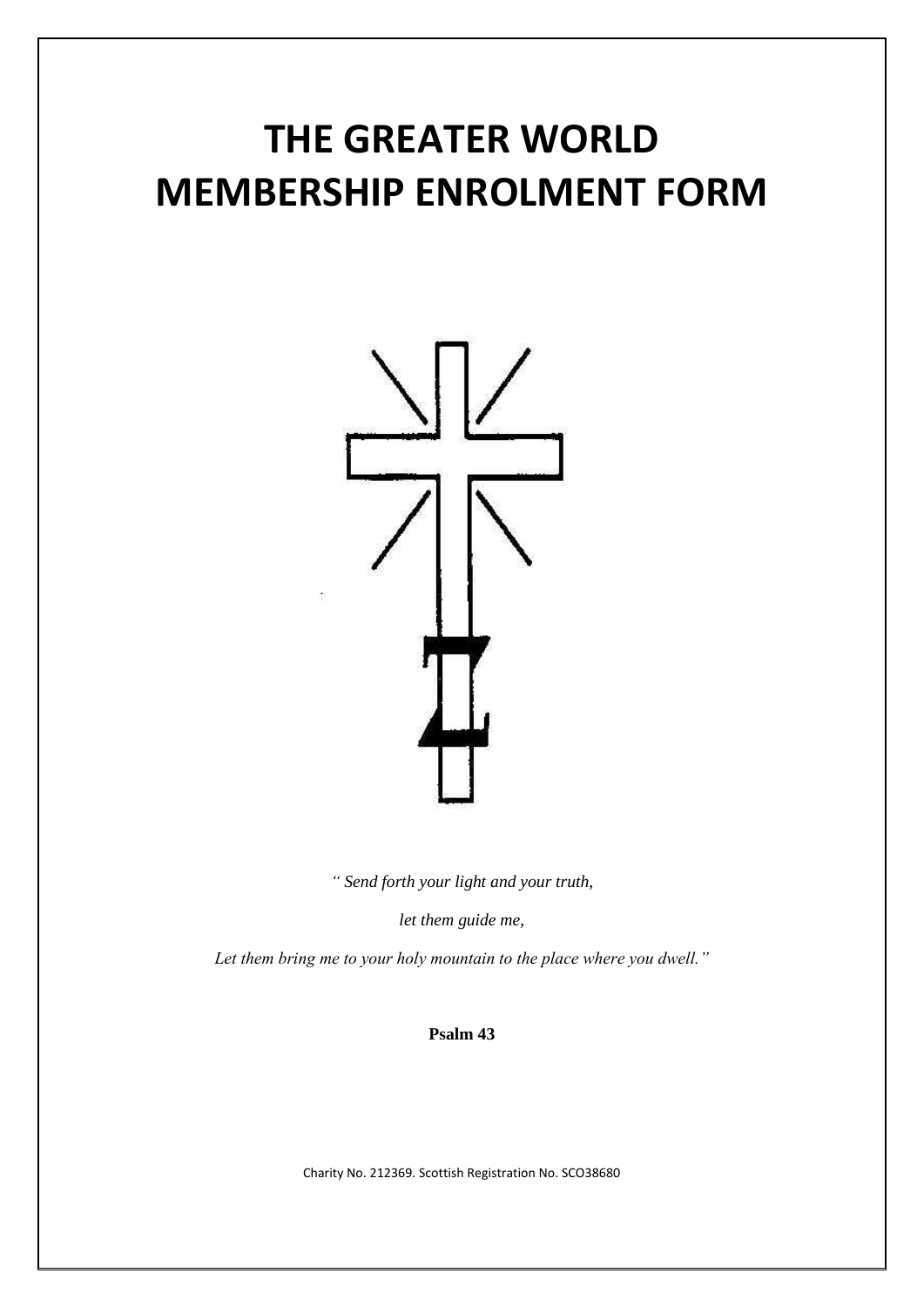# THE GREATER WORLD MEMBERSHIP ENROLMENT FORM

*" Send forth your light and your truth,*

*let them guide me,*

*Let them bring me to your holy mountain to the place where you dwell."*

**Psalm 43**

Charity No. 212369. Scottish Registration No. SCO38680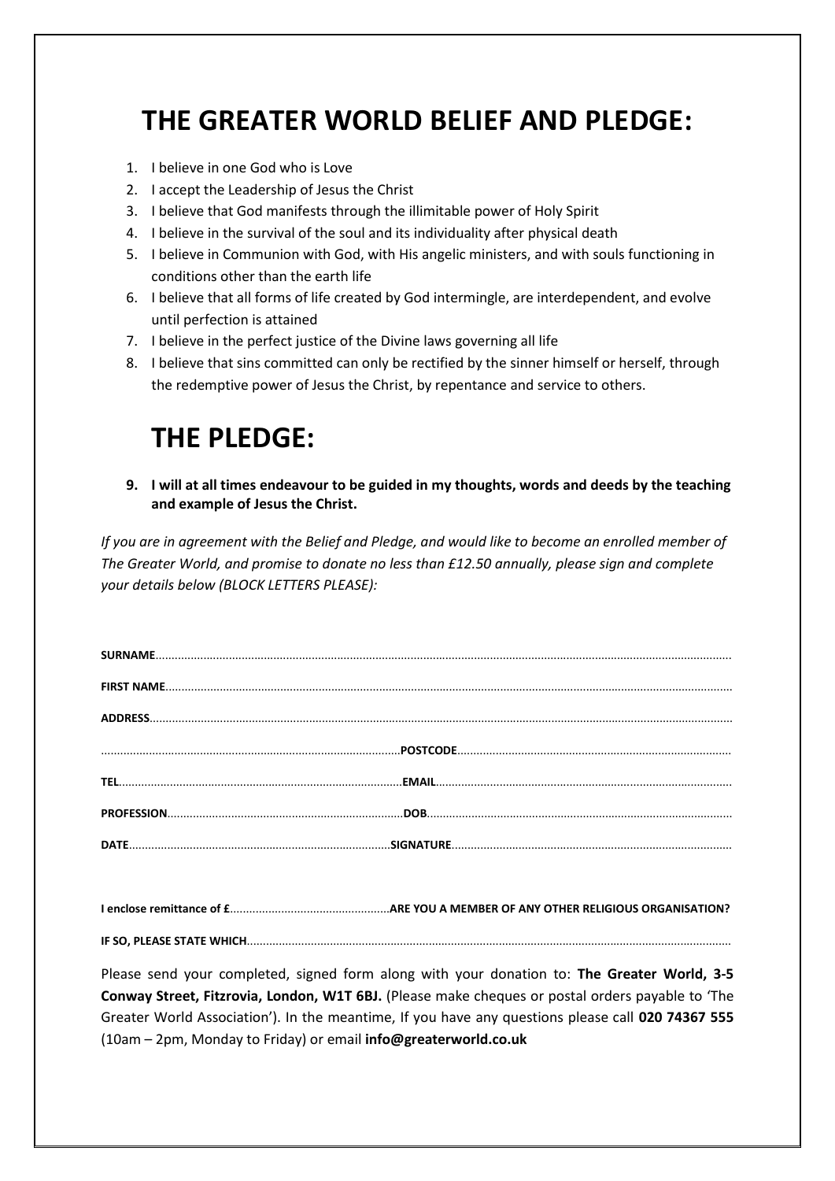# THE GREATER WORLD BELIEF AND PLEDGE:

1. I believe in one God who is Love
2. I accept the Leadership of Jesus the Christ
3. I believe that God manifests through the illimitable power of Holy Spirit
4. I believe in the survival of the soul and its individuality after physical death
5. I believe in Communion with God, with His angelic ministers, and with souls functioning in conditions other than the earth life
6. I believe that all forms of life created by God intermingle, are interdependent, and evolve until perfection is attained
7. I believe in the perfect justice of the Divine laws governing all life
8. I believe that sins committed can only be rectified by the sinner himself or herself, through the redemptive power of Jesus the Christ, by repentance and service to others.

# THE PLEDGE:

9. **I will at all times endeavour to be guided in my thoughts, words and deeds by the teaching and example of Jesus the Christ.**

*If you are in agreement with the Belief and Pledge, and would like to become an enrolled member of The Greater World, and promise to donate no less than £12.50 annually, please sign and complete your details below (BLOCK LETTERS PLEASE):*

**SURNAME**..........................................................................................

**FIRST NAME**......................................................................................

**ADDRESS**..........................................................................................

........................................................ **POSTCODE**........................................................

**TEL**........................................................ **EMAIL**........................................................

**PROFESSION**........................................................ **DOB**........................................................

**DATE**........................................................ **SIGNATURE**........................................................

**I enclose remittance of £**................................................ **ARE YOU A MEMBER OF ANY OTHER RELIGIOUS ORGANISATION?**

**IF SO, PLEASE STATE WHICH**..........................................................................................

Please send your completed, signed form along with your donation to: **The Greater World, 3-5 Conway Street, Fitzrovia, London, W1T 6BJ.** (Please make cheques or postal orders payable to 'The Greater World Association'). In the meantime, If you have any questions please call **020 74367 555** (10am – 2pm, Monday to Friday) or email **info@greaterworld.co.uk**